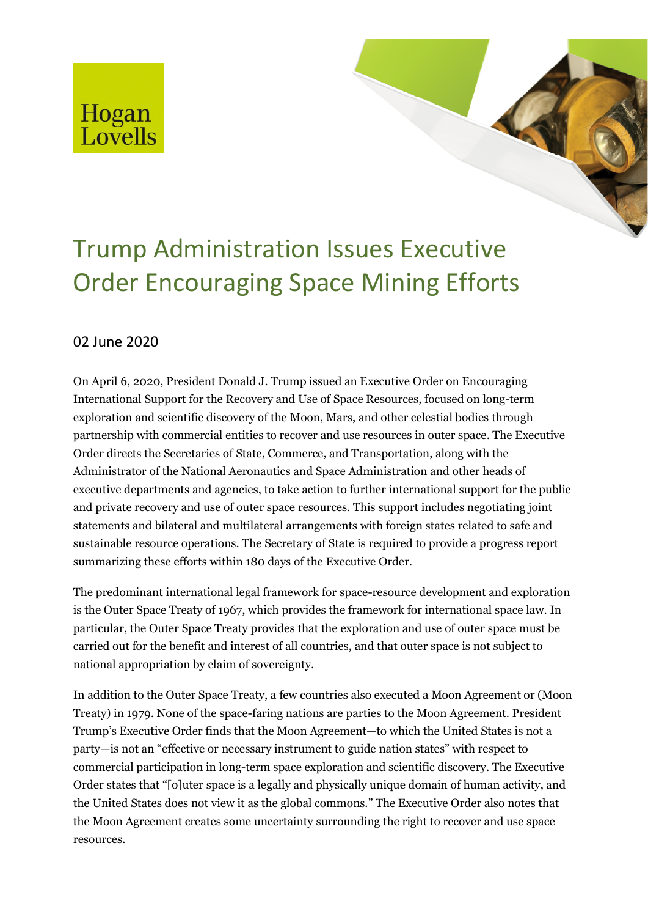Hogan Lovells

# Trump Administration Issues Executive Order Encouraging Space Mining Efforts

02 June 2020

On April 6, 2020, President Donald J. Trump issued an Executive Order on Encouraging International Support for the Recovery and Use of Space Resources, focused on long-term exploration and scientific discovery of the Moon, Mars, and other celestial bodies through partnership with commercial entities to recover and use resources in outer space. The Executive Order directs the Secretaries of State, Commerce, and Transportation, along with the Administrator of the National Aeronautics and Space Administration and other heads of executive departments and agencies, to take action to further international support for the public and private recovery and use of outer space resources. This support includes negotiating joint statements and bilateral and multilateral arrangements with foreign states related to safe and sustainable resource operations. The Secretary of State is required to provide a progress report summarizing these efforts within 180 days of the Executive Order.

The predominant international legal framework for space-resource development and exploration is the Outer Space Treaty of 1967, which provides the framework for international space law. In particular, the Outer Space Treaty provides that the exploration and use of outer space must be carried out for the benefit and interest of all countries, and that outer space is not subject to national appropriation by claim of sovereignty.

In addition to the Outer Space Treaty, a few countries also executed a Moon Agreement or (Moon Treaty) in 1979. None of the space-faring nations are parties to the Moon Agreement. President Trump's Executive Order finds that the Moon Agreement—to which the United States is not a party—is not an "effective or necessary instrument to guide nation states" with respect to commercial participation in long-term space exploration and scientific discovery. The Executive Order states that "[o]uter space is a legally and physically unique domain of human activity, and the United States does not view it as the global commons." The Executive Order also notes that the Moon Agreement creates some uncertainty surrounding the right to recover and use space resources.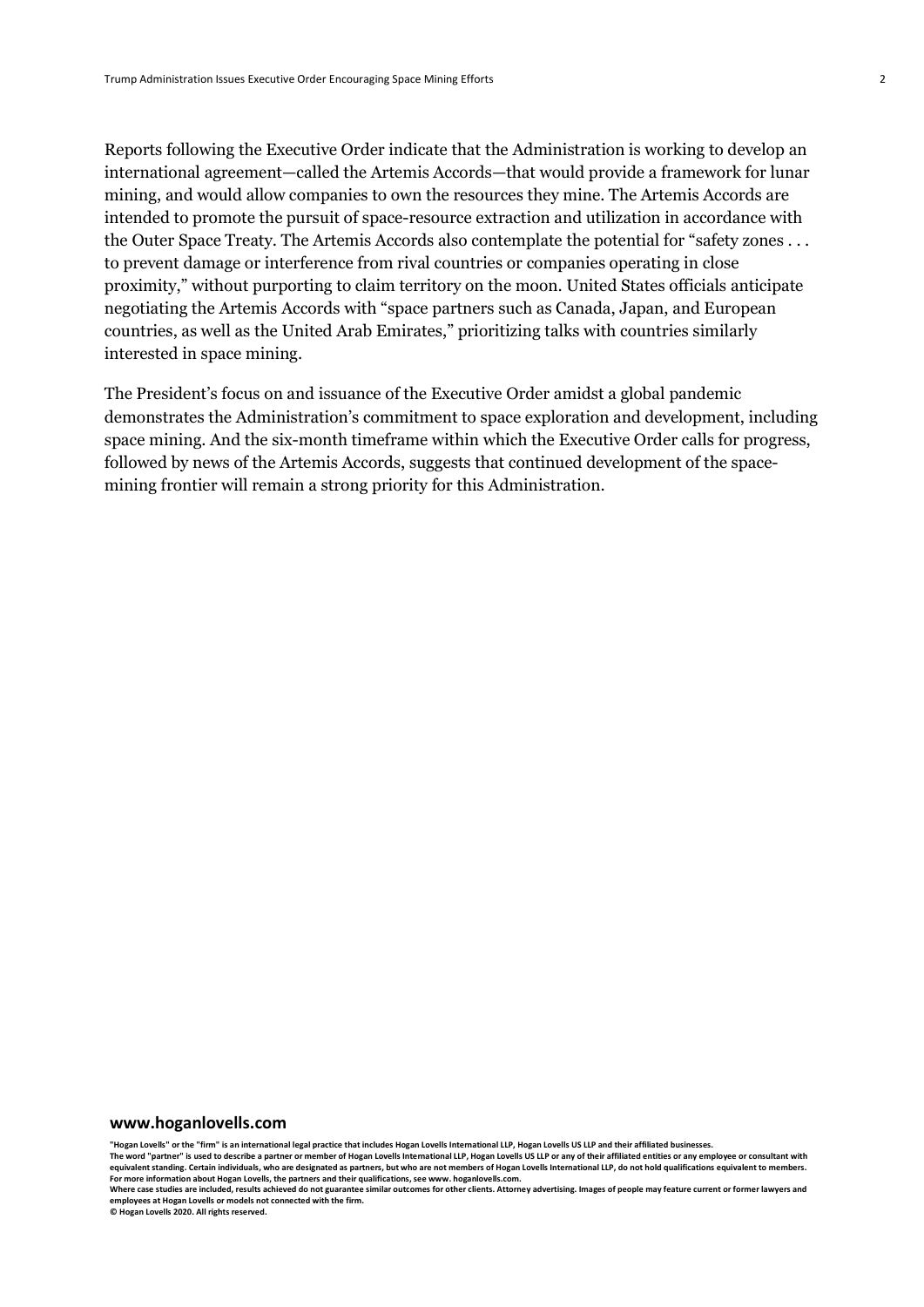Reports following the Executive Order indicate that the Administration is working to develop an international agreement—called the Artemis Accords—that would provide a framework for lunar mining, and would allow companies to own the resources they mine. The Artemis Accords are intended to promote the pursuit of space-resource extraction and utilization in accordance with the Outer Space Treaty. The Artemis Accords also contemplate the potential for "safety zones . . . to prevent damage or interference from rival countries or companies operating in close proximity," without purporting to claim territory on the moon. United States officials anticipate negotiating the Artemis Accords with "space partners such as Canada, Japan, and European countries, as well as the United Arab Emirates," prioritizing talks with countries similarly interested in space mining.

The President's focus on and issuance of the Executive Order amidst a global pandemic demonstrates the Administration's commitment to space exploration and development, including space mining. And the six-month timeframe within which the Executive Order calls for progress, followed by news of the Artemis Accords, suggests that continued development of the space-mining frontier will remain a strong priority for this Administration.

**www.hoganlovells.com**

**"Hogan Lovells" or the "firm" is an international legal practice that includes Hogan Lovells International LLP, Hogan Lovells US LLP and their affiliated businesses.**
**The word "partner" is used to describe a partner or member of Hogan Lovells International LLP, Hogan Lovells US LLP or any of their affiliated entities or any employee or consultant with equivalent standing. Certain individuals, who are designated as partners, but who are not members of Hogan Lovells International LLP, do not hold qualifications equivalent to members.**
**For more information about Hogan Lovells, the partners and their qualifications, see www. hoganlovells.com.**
**Where case studies are included, results achieved do not guarantee similar outcomes for other clients. Attorney advertising. Images of people may feature current or former lawyers and employees at Hogan Lovells or models not connected with the firm.**
**© Hogan Lovells 2020. All rights reserved.**